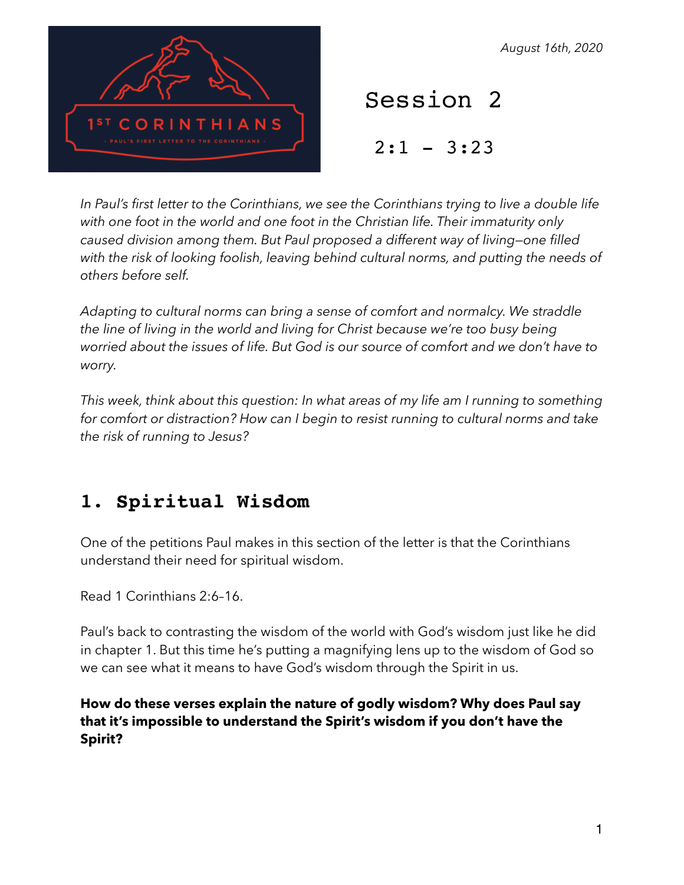*August 16th, 2020*

1ST CORINTHIANS

- PAUL'S FIRST LETTER TO THE CORINTHIANS -

# Session 2

## 2:1 – 3:23

*In Paul's first letter to the Corinthians, we see the Corinthians trying to live a double life with one foot in the world and one foot in the Christian life. Their immaturity only caused division among them. But Paul proposed a different way of living—one filled with the risk of looking foolish, leaving behind cultural norms, and putting the needs of others before self.*

*Adapting to cultural norms can bring a sense of comfort and normalcy. We straddle the line of living in the world and living for Christ because we're too busy being worried about the issues of life. But God is our source of comfort and we don't have to worry.*

*This week, think about this question: In what areas of my life am I running to something for comfort or distraction? How can I begin to resist running to cultural norms and take the risk of running to Jesus?*

## 1. Spiritual Wisdom

One of the petitions Paul makes in this section of the letter is that the Corinthians understand their need for spiritual wisdom.

Read 1 Corinthians 2:6–16.

Paul's back to contrasting the wisdom of the world with God's wisdom just like he did in chapter 1. But this time he's putting a magnifying lens up to the wisdom of God so we can see what it means to have God's wisdom through the Spirit in us.

**How do these verses explain the nature of godly wisdom? Why does Paul say that it's impossible to understand the Spirit's wisdom if you don't have the Spirit?**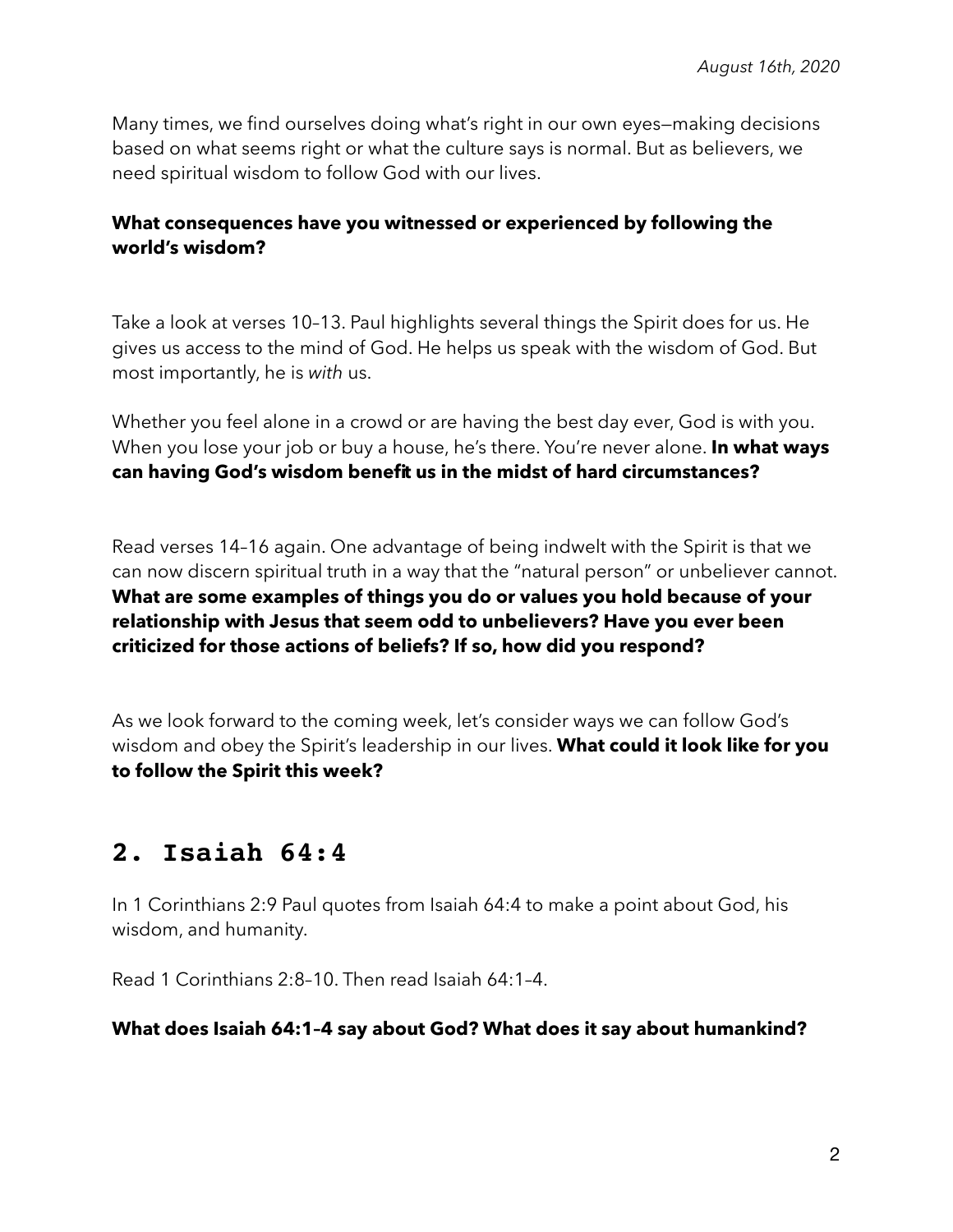*August 16th, 2020*

Many times, we find ourselves doing what's right in our own eyes—making decisions based on what seems right or what the culture says is normal. But as believers, we need spiritual wisdom to follow God with our lives.

**What consequences have you witnessed or experienced by following the world's wisdom?**

Take a look at verses 10–13. Paul highlights several things the Spirit does for us. He gives us access to the mind of God. He helps us speak with the wisdom of God. But most importantly, he is *with* us.

Whether you feel alone in a crowd or are having the best day ever, God is with you. When you lose your job or buy a house, he's there. You're never alone. **In what ways can having God's wisdom benefit us in the midst of hard circumstances?**

Read verses 14–16 again. One advantage of being indwelt with the Spirit is that we can now discern spiritual truth in a way that the "natural person" or unbeliever cannot. **What are some examples of things you do or values you hold because of your relationship with Jesus that seem odd to unbelievers? Have you ever been criticized for those actions of beliefs? If so, how did you respond?**

As we look forward to the coming week, let's consider ways we can follow God's wisdom and obey the Spirit's leadership in our lives. **What could it look like for you to follow the Spirit this week?**

## 2. Isaiah 64:4

In 1 Corinthians 2:9 Paul quotes from Isaiah 64:4 to make a point about God, his wisdom, and humanity.

Read 1 Corinthians 2:8–10. Then read Isaiah 64:1–4.

**What does Isaiah 64:1–4 say about God? What does it say about humankind?**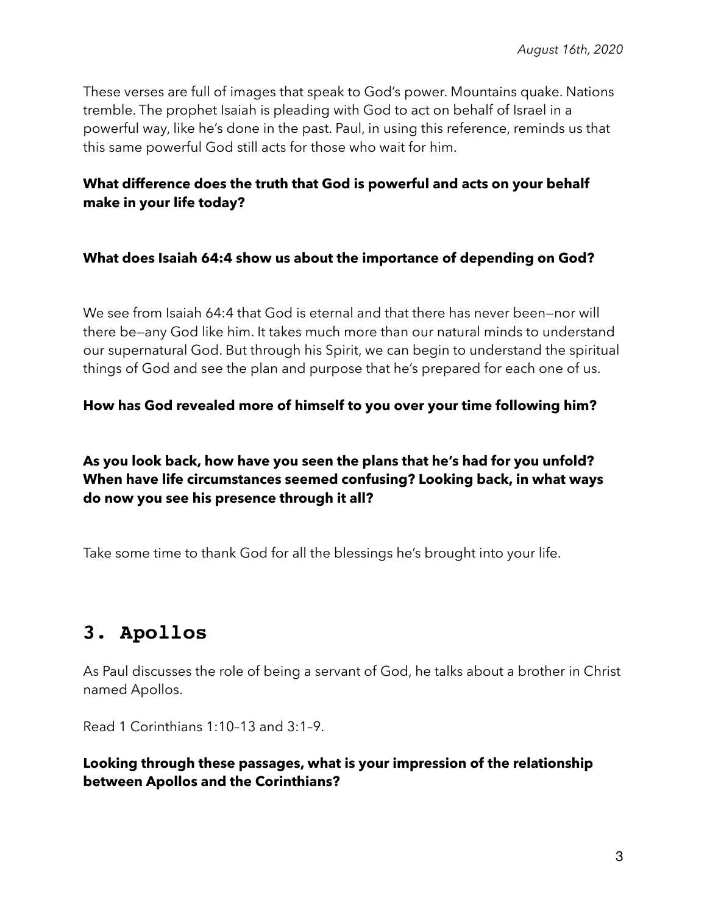These verses are full of images that speak to God's power. Mountains quake. Nations tremble. The prophet Isaiah is pleading with God to act on behalf of Israel in a powerful way, like he's done in the past. Paul, in using this reference, reminds us that this same powerful God still acts for those who wait for him.

**What difference does the truth that God is powerful and acts on your behalf make in your life today?**

**What does Isaiah 64:4 show us about the importance of depending on God?**

We see from Isaiah 64:4 that God is eternal and that there has never been—nor will there be—any God like him. It takes much more than our natural minds to understand our supernatural God. But through his Spirit, we can begin to understand the spiritual things of God and see the plan and purpose that he's prepared for each one of us.

**How has God revealed more of himself to you over your time following him?**

**As you look back, how have you seen the plans that he's had for you unfold? When have life circumstances seemed confusing? Looking back, in what ways do now you see his presence through it all?**

Take some time to thank God for all the blessings he's brought into your life.

## 3. Apollos

As Paul discusses the role of being a servant of God, he talks about a brother in Christ named Apollos.

Read 1 Corinthians 1:10–13 and 3:1–9.

**Looking through these passages, what is your impression of the relationship between Apollos and the Corinthians?**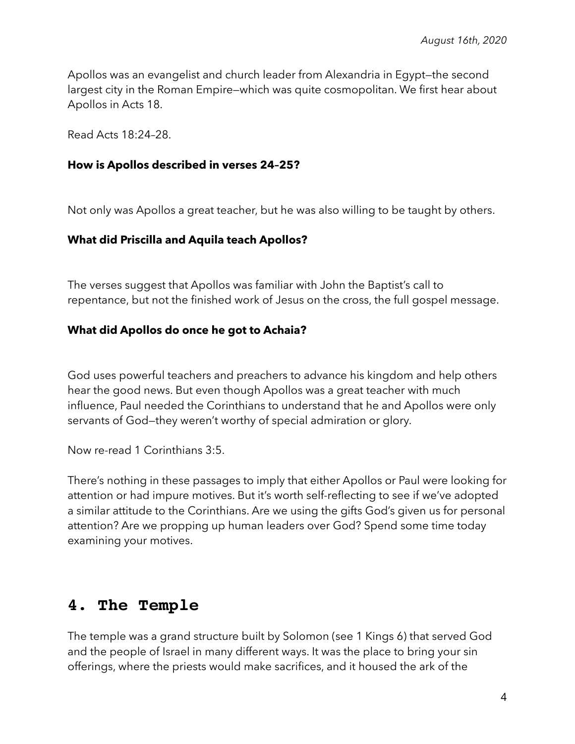*August 16th, 2020*

Apollos was an evangelist and church leader from Alexandria in Egypt—the second largest city in the Roman Empire—which was quite cosmopolitan. We first hear about Apollos in Acts 18.

Read Acts 18:24–28.

**How is Apollos described in verses 24–25?**

Not only was Apollos a great teacher, but he was also willing to be taught by others.

**What did Priscilla and Aquila teach Apollos?**

The verses suggest that Apollos was familiar with John the Baptist's call to repentance, but not the finished work of Jesus on the cross, the full gospel message.

**What did Apollos do once he got to Achaia?**

God uses powerful teachers and preachers to advance his kingdom and help others hear the good news. But even though Apollos was a great teacher with much influence, Paul needed the Corinthians to understand that he and Apollos were only servants of God—they weren't worthy of special admiration or glory.

Now re-read 1 Corinthians 3:5.

There's nothing in these passages to imply that either Apollos or Paul were looking for attention or had impure motives. But it's worth self-reflecting to see if we've adopted a similar attitude to the Corinthians. Are we using the gifts God's given us for personal attention? Are we propping up human leaders over God? Spend some time today examining your motives.

## 4. The Temple

The temple was a grand structure built by Solomon (see 1 Kings 6) that served God and the people of Israel in many different ways. It was the place to bring your sin offerings, where the priests would make sacrifices, and it housed the ark of the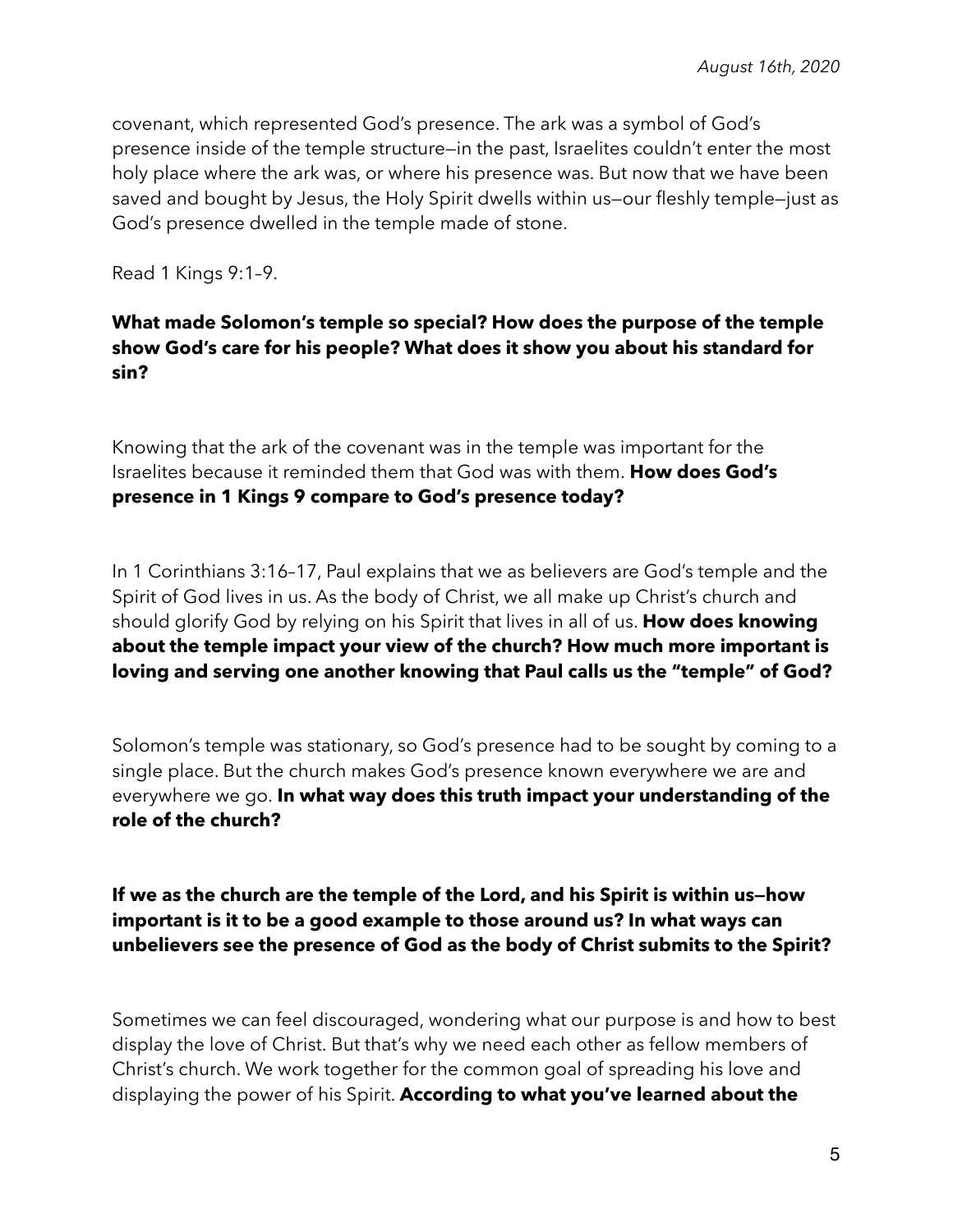covenant, which represented God's presence. The ark was a symbol of God's presence inside of the temple structure—in the past, Israelites couldn't enter the most holy place where the ark was, or where his presence was. But now that we have been saved and bought by Jesus, the Holy Spirit dwells within us—our fleshly temple—just as God's presence dwelled in the temple made of stone.

Read 1 Kings 9:1–9.

**What made Solomon's temple so special? How does the purpose of the temple show God's care for his people? What does it show you about his standard for sin?**

Knowing that the ark of the covenant was in the temple was important for the Israelites because it reminded them that God was with them. **How does God's presence in 1 Kings 9 compare to God's presence today?**

In 1 Corinthians 3:16–17, Paul explains that we as believers are God's temple and the Spirit of God lives in us. As the body of Christ, we all make up Christ's church and should glorify God by relying on his Spirit that lives in all of us. **How does knowing about the temple impact your view of the church? How much more important is loving and serving one another knowing that Paul calls us the "temple" of God?**

Solomon's temple was stationary, so God's presence had to be sought by coming to a single place. But the church makes God's presence known everywhere we are and everywhere we go. **In what way does this truth impact your understanding of the role of the church?**

**If we as the church are the temple of the Lord, and his Spirit is within us—how important is it to be a good example to those around us? In what ways can unbelievers see the presence of God as the body of Christ submits to the Spirit?**

Sometimes we can feel discouraged, wondering what our purpose is and how to best display the love of Christ. But that's why we need each other as fellow members of Christ's church. We work together for the common goal of spreading his love and displaying the power of his Spirit. **According to what you've learned about the**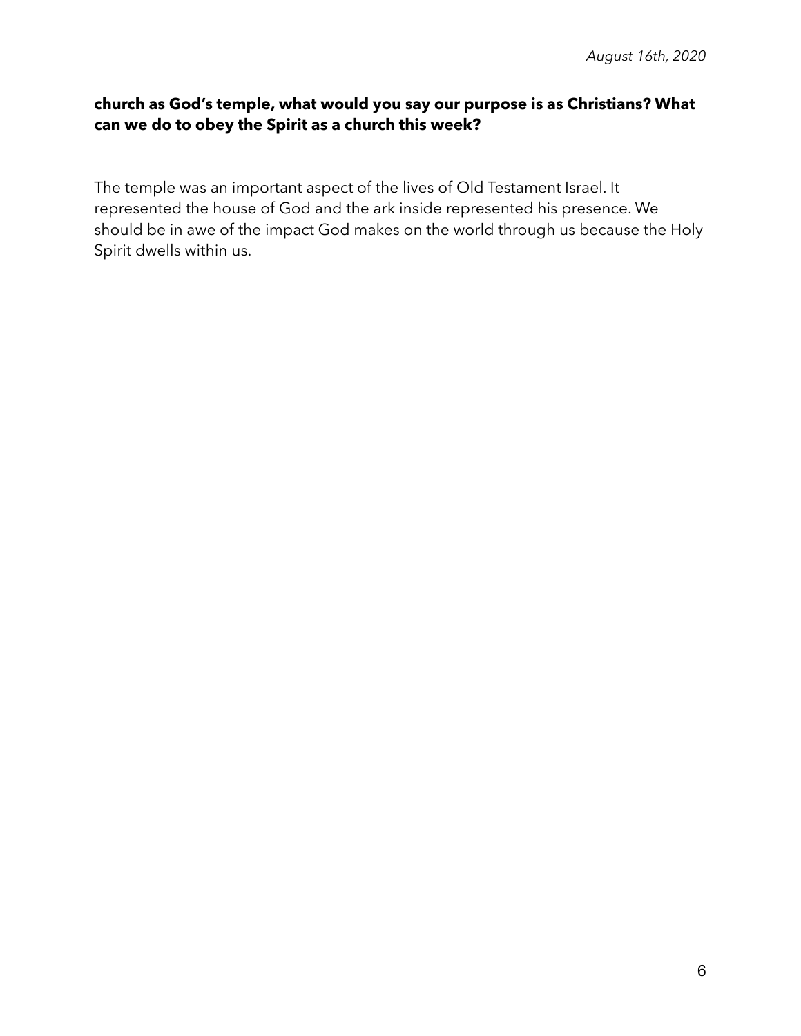**church as God's temple, what would you say our purpose is as Christians? What can we do to obey the Spirit as a church this week?**

The temple was an important aspect of the lives of Old Testament Israel. It represented the house of God and the ark inside represented his presence. We should be in awe of the impact God makes on the world through us because the Holy Spirit dwells within us.